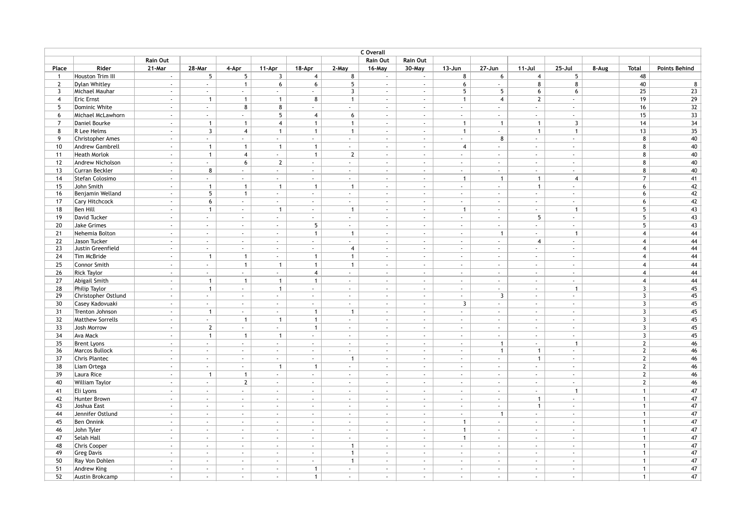## C Overall

| Place | Rider | Rain Out 21-Mar | 28-Mar | 4-Apr | 11-Apr | 18-Apr | 2-May | Rain Out 16-May | Rain Out 30-May | 13-Jun | 27-Jun | 11-Jul | 25-Jul | 8-Aug | Total | Points Behind |
|---|---|---|---|---|---|---|---|---|---|---|---|---|---|---|---|---|
| 1 | Houston Trim III | - | 5 | 5 | 3 | 4 | 8 | - | - | 8 | 6 | 4 | 5 | | 48 | |
| 2 | Dylan Whitley | - | - | 1 | 6 | 6 | 5 | - | - | 6 | - | 8 | 8 | | 40 | 8 |
| 3 | Michael Mauhar | - | - | - | - | - | 3 | - | - | 5 | 5 | 6 | 6 | | 25 | 23 |
| 4 | Eric Ernst | - | 1 | 1 | 1 | 8 | 1 | - | - | 1 | 4 | 2 | - | | 19 | 29 |
| 5 | Dominic White | - | - | 8 | 8 | - | - | - | - | - | - | - | - | | 16 | 32 |
| 6 | Michael McLawhorn | - | - | - | 5 | 4 | 6 | - | - | - | - | - | - | | 15 | 33 |
| 7 | Daniel Bourke | - | 1 | 1 | 4 | 1 | 1 | - | - | 1 | 1 | 1 | 3 | | 14 | 34 |
| 8 | R Lee Helms | - | 3 | 4 | 1 | 1 | 1 | - | - | 1 | - | 1 | 1 | | 13 | 35 |
| 9 | Christopher Ames | - | - | - | - | - | - | - | - | - | 8 | - | - | | 8 | 40 |
| 10 | Andrew Gambrell | - | 1 | 1 | 1 | 1 | - | - | - | 4 | - | - | - | | 8 | 40 |
| 11 | Heath Morlok | - | 1 | 4 | - | 1 | 2 | - | - | - | - | - | - | | 8 | 40 |
| 12 | Andrew Nicholson | - | - | 6 | 2 | - | - | - | - | - | - | - | - | | 8 | 40 |
| 13 | Curran Beckler | - | 8 | - | - | - | - | - | - | - | - | - | - | | 8 | 40 |
| 14 | Stefan Colosimo | - | - | - | - | - | - | - | - | 1 | 1 | 1 | 4 | | 7 | 41 |
| 15 | John Smith | - | 1 | 1 | 1 | 1 | 1 | - | - | - | - | 1 | - | | 6 | 42 |
| 16 | Benjamin Welland | - | 5 | 1 | - | - | - | - | - | - | - | - | - | | 6 | 42 |
| 17 | Cary Hitchcock | - | 6 | - | - | - | - | - | - | - | - | - | - | | 6 | 42 |
| 18 | Ben Hill | - | 1 | - | 1 | - | 1 | - | - | 1 | - | - | 1 | | 5 | 43 |
| 19 | David Tucker | - | - | - | - | - | - | - | - | - | - | 5 | - | | 5 | 43 |
| 20 | Jake Grimes | - | - | - | - | 5 | - | - | - | - | - | - | - | | 5 | 43 |
| 21 | Nehemia Bolton | - | - | - | - | 1 | 1 | - | - | - | 1 | - | 1 | | 4 | 44 |
| 22 | Jason Tucker | - | - | - | - | - | - | - | - | - | - | 4 | - | | 4 | 44 |
| 23 | Justin Greenfield | - | - | - | - | - | 4 | - | - | - | - | - | - | | 4 | 44 |
| 24 | Tim McBride | - | 1 | 1 | - | 1 | 1 | - | - | - | - | - | - | | 4 | 44 |
| 25 | Connor Smith | - | - | 1 | 1 | 1 | 1 | - | - | - | - | - | - | | 4 | 44 |
| 26 | Rick Taylor | - | - | - | - | 4 | - | - | - | - | - | - | - | | 4 | 44 |
| 27 | Abigail Smith | - | 1 | 1 | 1 | 1 | - | - | - | - | - | - | - | | 4 | 44 |
| 28 | Philip Taylor | - | 1 | - | 1 | - | - | - | - | - | - | - | 1 | | 3 | 45 |
| 29 | Christopher Ostlund | - | - | - | - | - | - | - | - | - | 3 | - | - | | 3 | 45 |
| 30 | Casey Kadovuaki | - | - | - | - | - | - | - | - | 3 | - | - | - | | 3 | 45 |
| 31 | Trenton Johnson | - | 1 | - | - | 1 | 1 | - | - | - | - | - | - | | 3 | 45 |
| 32 | Matthew Sorrells | - | - | 1 | 1 | 1 | - | - | - | - | - | - | - | | 3 | 45 |
| 33 | Josh Morrow | - | 2 | - | - | 1 | - | - | - | - | - | - | - | | 3 | 45 |
| 34 | Ava Mack | - | 1 | 1 | 1 | - | - | - | - | - | - | - | - | | 3 | 45 |
| 35 | Brent Lyons | - | - | - | - | - | - | - | - | - | 1 | - | 1 | | 2 | 46 |
| 36 | Marcos Bullock | - | - | - | - | - | - | - | - | - | 1 | 1 | - | | 2 | 46 |
| 37 | Chris Plantec | - | - | - | - | - | 1 | - | - | - | - | 1 | - | | 2 | 46 |
| 38 | Liam Ortega | - | - | - | 1 | 1 | - | - | - | - | - | - | - | | 2 | 46 |
| 39 | Laura Rice | - | 1 | 1 | - | - | - | - | - | - | - | - | - | | 2 | 46 |
| 40 | William Taylor | - | - | 2 | - | - | - | - | - | - | - | - | - | | 2 | 46 |
| 41 | Eli Lyons | - | - | - | - | - | - | - | - | - | - | - | 1 | | 1 | 47 |
| 42 | Hunter Brown | - | - | - | - | - | - | - | - | - | - | 1 | - | | 1 | 47 |
| 43 | Joshua East | - | - | - | - | - | - | - | - | - | - | 1 | - | | 1 | 47 |
| 44 | Jennifer Ostlund | - | - | - | - | - | - | - | - | - | 1 | - | - | | 1 | 47 |
| 45 | Ben Onnink | - | - | - | - | - | - | - | - | 1 | - | - | - | | 1 | 47 |
| 46 | John Tyler | - | - | - | - | - | - | - | - | 1 | - | - | - | | 1 | 47 |
| 47 | Selah Hall | - | - | - | - | - | - | - | - | 1 | - | - | - | | 1 | 47 |
| 48 | Chris Cooper | - | - | - | - | - | 1 | - | - | - | - | - | - | | 1 | 47 |
| 49 | Greg Davis | - | - | - | - | - | 1 | - | - | - | - | - | - | | 1 | 47 |
| 50 | Ray Von Dohlen | - | - | - | - | - | 1 | - | - | - | - | - | - | | 1 | 47 |
| 51 | Andrew King | - | - | - | - | 1 | - | - | - | - | - | - | - | | 1 | 47 |
| 52 | Austin Brokcamp | - | - | - | - | 1 | - | - | - | - | - | - | - | | 1 | 47 |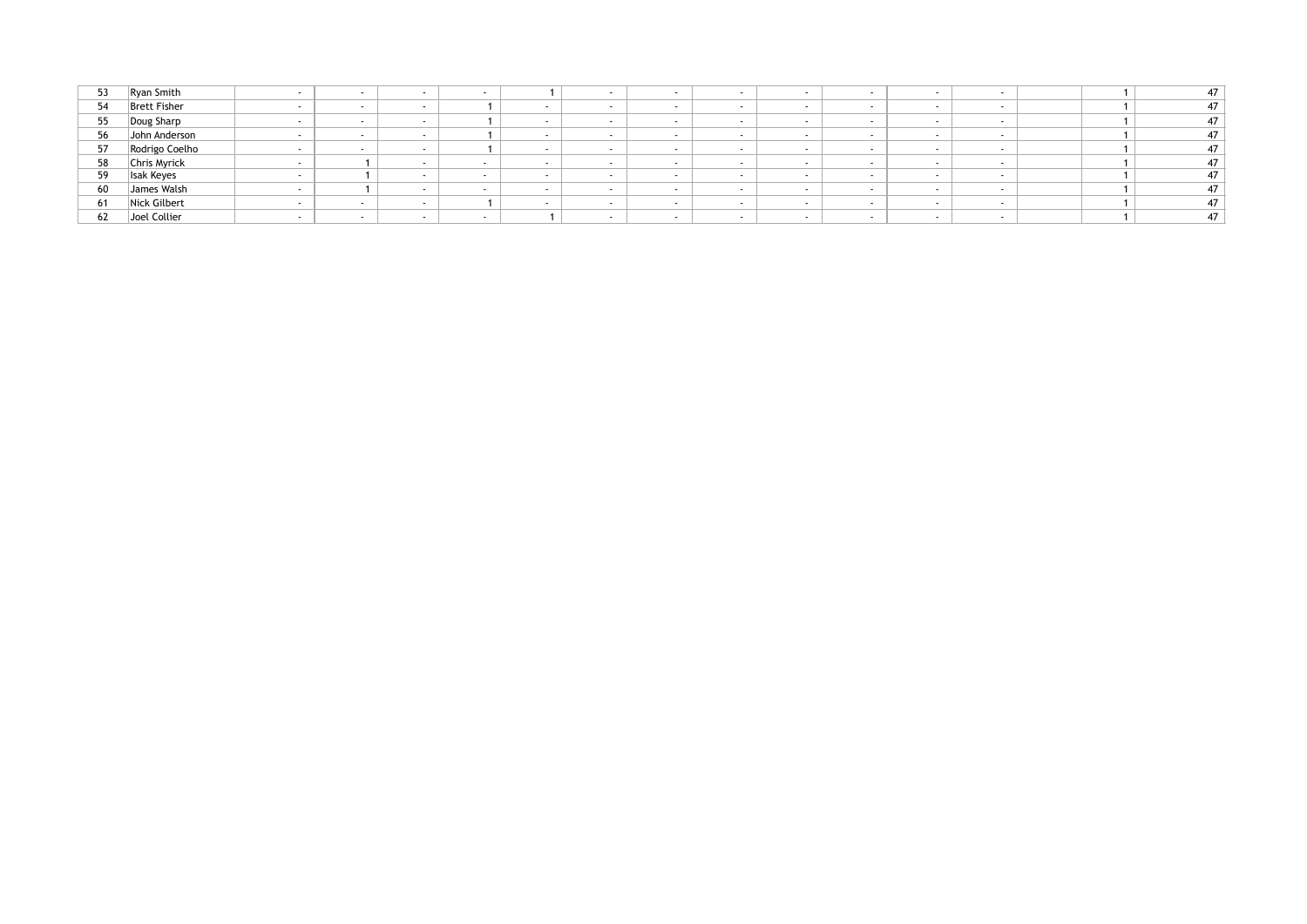| | | | | | | | | | | | | | | | | |
|---|---|---|---|---|---|---|---|---|---|---|---|---|---|---|---|---|
| 53 | Ryan Smith | - | - | - | - | 1 | - | - | - | - | - | - | - | | 1 | 47 |
| 54 | Brett Fisher | - | - | - | 1 | - | - | - | - | - | - | - | - | | 1 | 47 |
| 55 | Doug Sharp | - | - | - | 1 | - | - | - | - | - | - | - | - | | 1 | 47 |
| 56 | John Anderson | - | - | - | 1 | - | - | - | - | - | - | - | - | | 1 | 47 |
| 57 | Rodrigo Coelho | - | - | - | 1 | - | - | - | - | - | - | - | - | | 1 | 47 |
| 58 | Chris Myrick | - | 1 | - | - | - | - | - | - | - | - | - | - | | 1 | 47 |
| 59 | Isak Keyes | - | 1 | - | - | - | - | - | - | - | - | - | - | | 1 | 47 |
| 60 | James Walsh | - | 1 | - | - | - | - | - | - | - | - | - | - | | 1 | 47 |
| 61 | Nick Gilbert | - | - | - | 1 | - | - | - | - | - | - | - | - | | 1 | 47 |
| 62 | Joel Collier | - | - | - | - | 1 | - | - | - | - | - | - | - | | 1 | 47 |